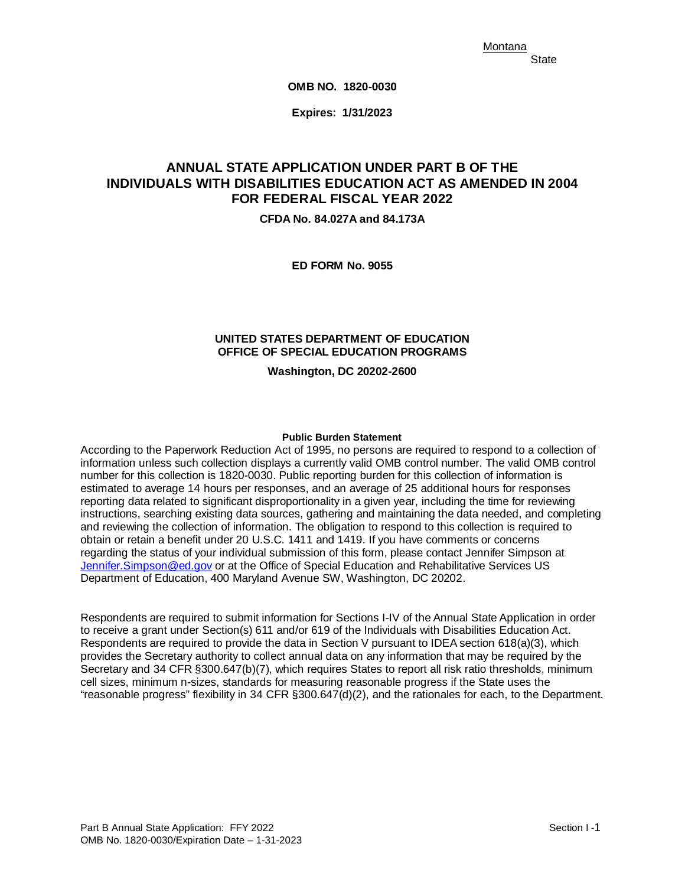Montana
State

**OMB NO. 1820-0030**

**Expires: 1/31/2023**

# ANNUAL STATE APPLICATION UNDER PART B OF THE INDIVIDUALS WITH DISABILITIES EDUCATION ACT AS AMENDED IN 2004 FOR FEDERAL FISCAL YEAR 2022

**CFDA No. 84.027A and 84.173A**

**ED FORM No. 9055**

**UNITED STATES DEPARTMENT OF EDUCATION**
**OFFICE OF SPECIAL EDUCATION PROGRAMS**

**Washington, DC 20202-2600**

**Public Burden Statement**

According to the Paperwork Reduction Act of 1995, no persons are required to respond to a collection of information unless such collection displays a currently valid OMB control number. The valid OMB control number for this collection is 1820-0030. Public reporting burden for this collection of information is estimated to average 14 hours per responses, and an average of 25 additional hours for responses reporting data related to significant disproportionality in a given year, including the time for reviewing instructions, searching existing data sources, gathering and maintaining the data needed, and completing and reviewing the collection of information. The obligation to respond to this collection is required to obtain or retain a benefit under 20 U.S.C. 1411 and 1419. If you have comments or concerns regarding the status of your individual submission of this form, please contact Jennifer Simpson at Jennifer.Simpson@ed.gov or at the Office of Special Education and Rehabilitative Services US Department of Education, 400 Maryland Avenue SW, Washington, DC 20202.

Respondents are required to submit information for Sections I-IV of the Annual State Application in order to receive a grant under Section(s) 611 and/or 619 of the Individuals with Disabilities Education Act. Respondents are required to provide the data in Section V pursuant to IDEA section 618(a)(3), which provides the Secretary authority to collect annual data on any information that may be required by the Secretary and 34 CFR §300.647(b)(7), which requires States to report all risk ratio thresholds, minimum cell sizes, minimum n-sizes, standards for measuring reasonable progress if the State uses the "reasonable progress" flexibility in 34 CFR §300.647(d)(2), and the rationales for each, to the Department.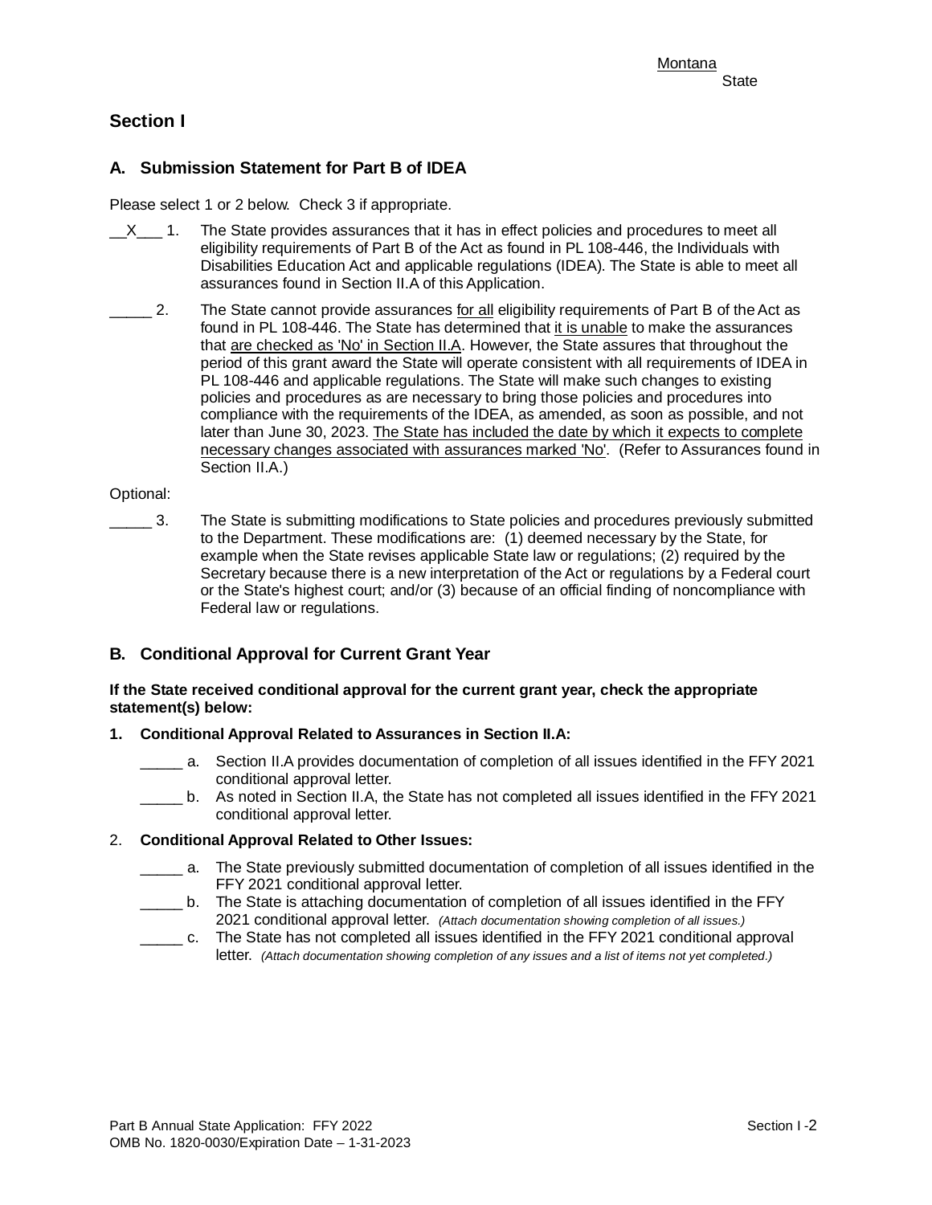Montana
State

# Section I

## A. Submission Statement for Part B of IDEA

Please select 1 or 2 below. Check 3 if appropriate.

__X___ 1. The State provides assurances that it has in effect policies and procedures to meet all eligibility requirements of Part B of the Act as found in PL 108-446, the Individuals with Disabilities Education Act and applicable regulations (IDEA). The State is able to meet all assurances found in Section II.A of this Application.

_____ 2. The State cannot provide assurances for all eligibility requirements of Part B of the Act as found in PL 108-446. The State has determined that it is unable to make the assurances that are checked as 'No' in Section II.A. However, the State assures that throughout the period of this grant award the State will operate consistent with all requirements of IDEA in PL 108-446 and applicable regulations. The State will make such changes to existing policies and procedures as are necessary to bring those policies and procedures into compliance with the requirements of the IDEA, as amended, as soon as possible, and not later than June 30, 2023. The State has included the date by which it expects to complete necessary changes associated with assurances marked 'No'. (Refer to Assurances found in Section II.A.)

Optional:

_____ 3. The State is submitting modifications to State policies and procedures previously submitted to the Department. These modifications are: (1) deemed necessary by the State, for example when the State revises applicable State law or regulations; (2) required by the Secretary because there is a new interpretation of the Act or regulations by a Federal court or the State's highest court; and/or (3) because of an official finding of noncompliance with Federal law or regulations.

## B. Conditional Approval for Current Grant Year

**If the State received conditional approval for the current grant year, check the appropriate statement(s) below:**

**1. Conditional Approval Related to Assurances in Section II.A:**

_____ a. Section II.A provides documentation of completion of all issues identified in the FFY 2021 conditional approval letter.

_____ b. As noted in Section II.A, the State has not completed all issues identified in the FFY 2021 conditional approval letter.

2. **Conditional Approval Related to Other Issues:**

_____ a. The State previously submitted documentation of completion of all issues identified in the FFY 2021 conditional approval letter.

_____ b. The State is attaching documentation of completion of all issues identified in the FFY 2021 conditional approval letter. *(Attach documentation showing completion of all issues.)*

_____ c. The State has not completed all issues identified in the FFY 2021 conditional approval letter. *(Attach documentation showing completion of any issues and a list of items not yet completed.)*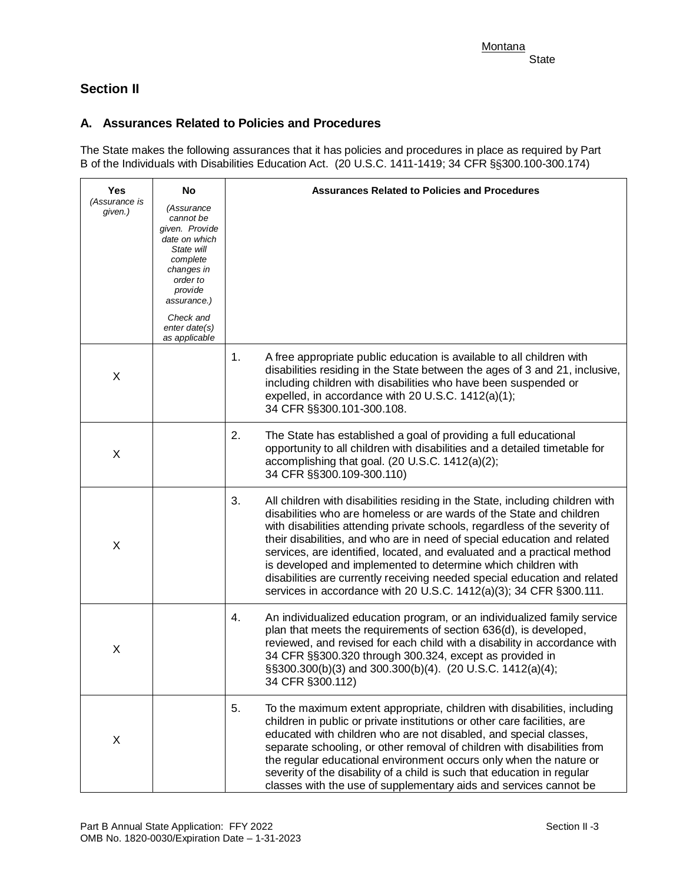Montana
State

## Section II

### A. Assurances Related to Policies and Procedures

The State makes the following assurances that it has policies and procedures in place as required by Part B of the Individuals with Disabilities Education Act. (20 U.S.C. 1411-1419; 34 CFR §§300.100-300.174)

| Yes *(Assurance is given.)* | No *(Assurance cannot be given. Provide date on which State will complete changes in order to provide assurance.)* *Check and enter date(s) as applicable* | Assurances Related to Policies and Procedures |
|---|---|---|
| X | | 1. A free appropriate public education is available to all children with disabilities residing in the State between the ages of 3 and 21, inclusive, including children with disabilities who have been suspended or expelled, in accordance with 20 U.S.C. 1412(a)(1); 34 CFR §§300.101-300.108. |
| X | | 2. The State has established a goal of providing a full educational opportunity to all children with disabilities and a detailed timetable for accomplishing that goal. (20 U.S.C. 1412(a)(2); 34 CFR §§300.109-300.110) |
| X | | 3. All children with disabilities residing in the State, including children with disabilities who are homeless or are wards of the State and children with disabilities attending private schools, regardless of the severity of their disabilities, and who are in need of special education and related services, are identified, located, and evaluated and a practical method is developed and implemented to determine which children with disabilities are currently receiving needed special education and related services in accordance with 20 U.S.C. 1412(a)(3); 34 CFR §300.111. |
| X | | 4. An individualized education program, or an individualized family service plan that meets the requirements of section 636(d), is developed, reviewed, and revised for each child with a disability in accordance with 34 CFR §§300.320 through 300.324, except as provided in §§300.300(b)(3) and 300.300(b)(4). (20 U.S.C. 1412(a)(4); 34 CFR §300.112) |
| X | | 5. To the maximum extent appropriate, children with disabilities, including children in public or private institutions or other care facilities, are educated with children who are not disabled, and special classes, separate schooling, or other removal of children with disabilities from the regular educational environment occurs only when the nature or severity of the disability of a child is such that education in regular classes with the use of supplementary aids and services cannot be |

Part B Annual State Application: FFY 2022
OMB No. 1820-0030/Expiration Date – 1-31-2023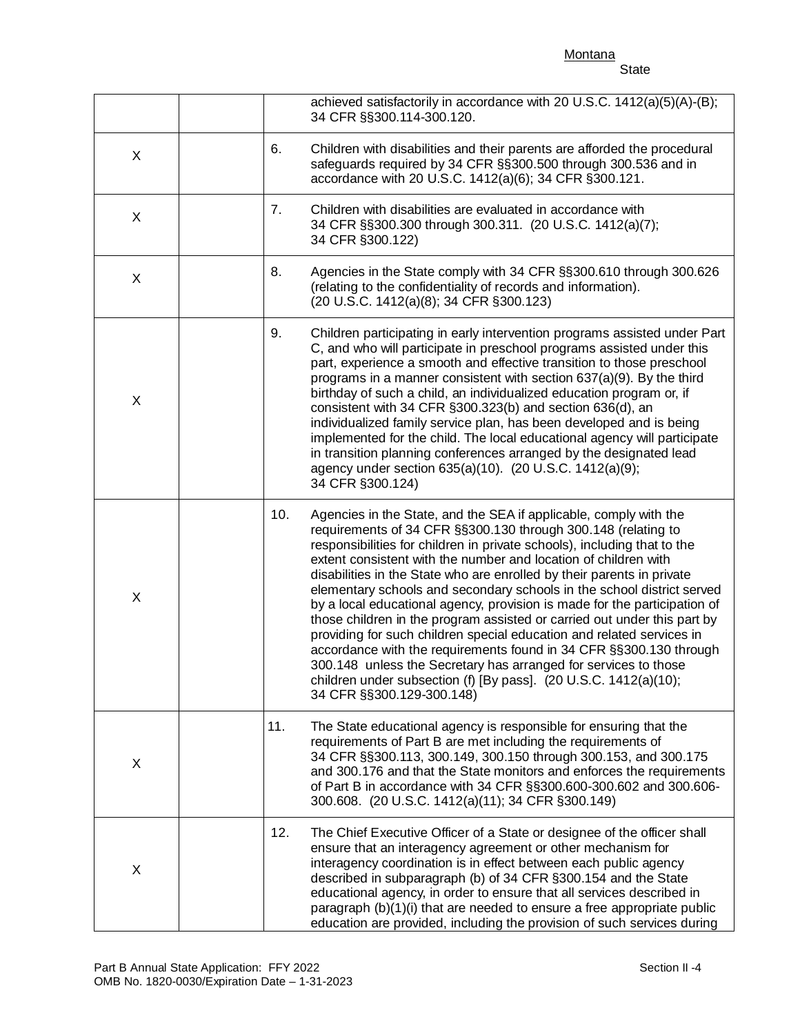Montana
State

| | | |
|---|---|---|
| | | achieved satisfactorily in accordance with 20 U.S.C. 1412(a)(5)(A)-(B); 34 CFR §§300.114-300.120. |
| X | | 6. Children with disabilities and their parents are afforded the procedural safeguards required by 34 CFR §§300.500 through 300.536 and in accordance with 20 U.S.C. 1412(a)(6); 34 CFR §300.121. |
| X | | 7. Children with disabilities are evaluated in accordance with 34 CFR §§300.300 through 300.311. (20 U.S.C. 1412(a)(7); 34 CFR §300.122) |
| X | | 8. Agencies in the State comply with 34 CFR §§300.610 through 300.626 (relating to the confidentiality of records and information). (20 U.S.C. 1412(a)(8); 34 CFR §300.123) |
| X | | 9. Children participating in early intervention programs assisted under Part C, and who will participate in preschool programs assisted under this part, experience a smooth and effective transition to those preschool programs in a manner consistent with section 637(a)(9). By the third birthday of such a child, an individualized education program or, if consistent with 34 CFR §300.323(b) and section 636(d), an individualized family service plan, has been developed and is being implemented for the child. The local educational agency will participate in transition planning conferences arranged by the designated lead agency under section 635(a)(10). (20 U.S.C. 1412(a)(9); 34 CFR §300.124) |
| X | | 10. Agencies in the State, and the SEA if applicable, comply with the requirements of 34 CFR §§300.130 through 300.148 (relating to responsibilities for children in private schools), including that to the extent consistent with the number and location of children with disabilities in the State who are enrolled by their parents in private elementary schools and secondary schools in the school district served by a local educational agency, provision is made for the participation of those children in the program assisted or carried out under this part by providing for such children special education and related services in accordance with the requirements found in 34 CFR §§300.130 through 300.148 unless the Secretary has arranged for services to those children under subsection (f) [By pass]. (20 U.S.C. 1412(a)(10); 34 CFR §§300.129-300.148) |
| X | | 11. The State educational agency is responsible for ensuring that the requirements of Part B are met including the requirements of 34 CFR §§300.113, 300.149, 300.150 through 300.153, and 300.175 and 300.176 and that the State monitors and enforces the requirements of Part B in accordance with 34 CFR §§300.600-300.602 and 300.606-300.608. (20 U.S.C. 1412(a)(11); 34 CFR §300.149) |
| X | | 12. The Chief Executive Officer of a State or designee of the officer shall ensure that an interagency agreement or other mechanism for interagency coordination is in effect between each public agency described in subparagraph (b) of 34 CFR §300.154 and the State educational agency, in order to ensure that all services described in paragraph (b)(1)(i) that are needed to ensure a free appropriate public education are provided, including the provision of such services during |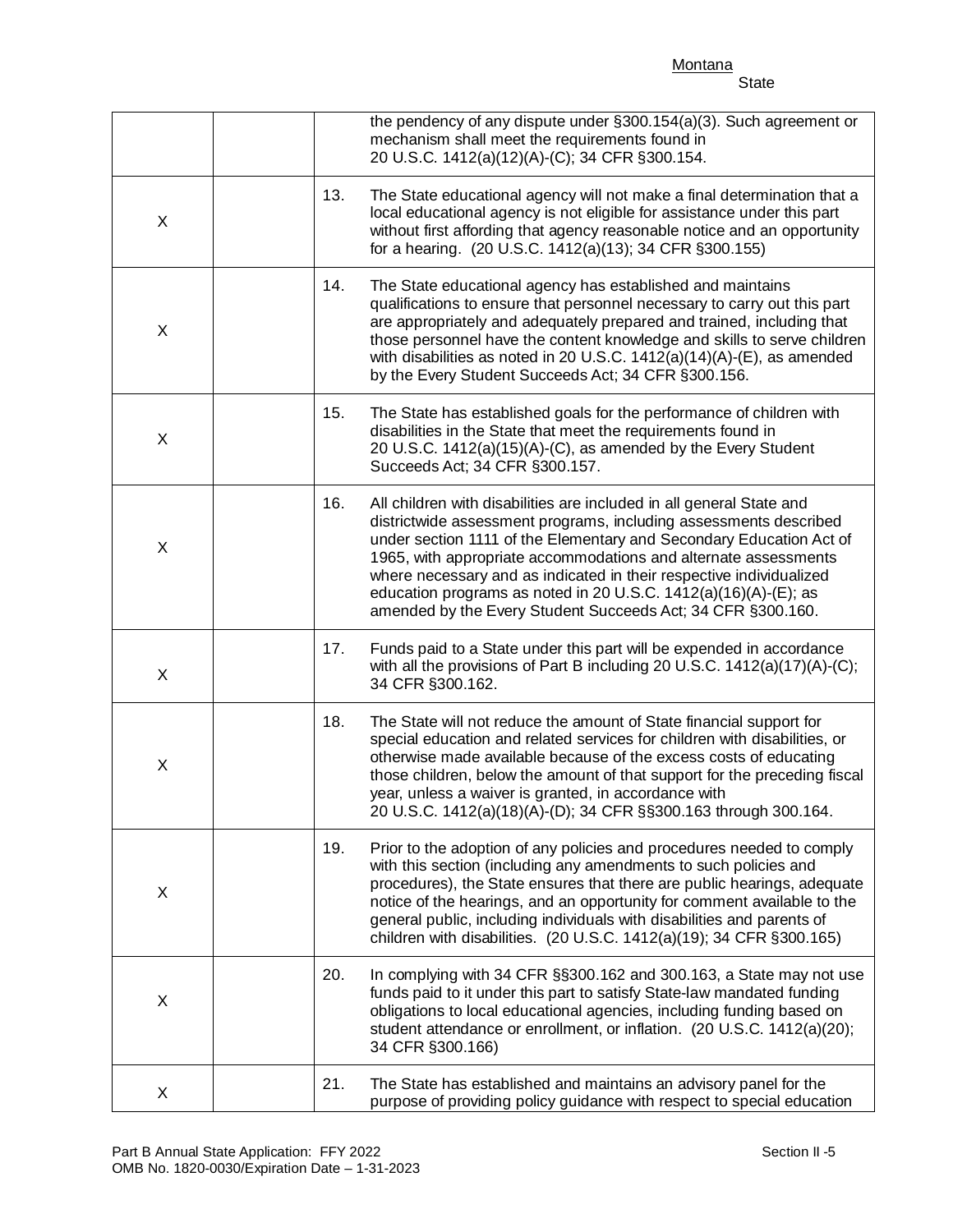| | | | |
|---|---|---|---|
| | | | the pendency of any dispute under §300.154(a)(3). Such agreement or mechanism shall meet the requirements found in 20 U.S.C. 1412(a)(12)(A)-(C); 34 CFR §300.154. |
| X | | 13. | The State educational agency will not make a final determination that a local educational agency is not eligible for assistance under this part without first affording that agency reasonable notice and an opportunity for a hearing. (20 U.S.C. 1412(a)(13); 34 CFR §300.155) |
| X | | 14. | The State educational agency has established and maintains qualifications to ensure that personnel necessary to carry out this part are appropriately and adequately prepared and trained, including that those personnel have the content knowledge and skills to serve children with disabilities as noted in 20 U.S.C. 1412(a)(14)(A)-(E), as amended by the Every Student Succeeds Act; 34 CFR §300.156. |
| X | | 15. | The State has established goals for the performance of children with disabilities in the State that meet the requirements found in 20 U.S.C. 1412(a)(15)(A)-(C), as amended by the Every Student Succeeds Act; 34 CFR §300.157. |
| X | | 16. | All children with disabilities are included in all general State and districtwide assessment programs, including assessments described under section 1111 of the Elementary and Secondary Education Act of 1965, with appropriate accommodations and alternate assessments where necessary and as indicated in their respective individualized education programs as noted in 20 U.S.C. 1412(a)(16)(A)-(E); as amended by the Every Student Succeeds Act; 34 CFR §300.160. |
| X | | 17. | Funds paid to a State under this part will be expended in accordance with all the provisions of Part B including 20 U.S.C. 1412(a)(17)(A)-(C); 34 CFR §300.162. |
| X | | 18. | The State will not reduce the amount of State financial support for special education and related services for children with disabilities, or otherwise made available because of the excess costs of educating those children, below the amount of that support for the preceding fiscal year, unless a waiver is granted, in accordance with 20 U.S.C. 1412(a)(18)(A)-(D); 34 CFR §§300.163 through 300.164. |
| X | | 19. | Prior to the adoption of any policies and procedures needed to comply with this section (including any amendments to such policies and procedures), the State ensures that there are public hearings, adequate notice of the hearings, and an opportunity for comment available to the general public, including individuals with disabilities and parents of children with disabilities. (20 U.S.C. 1412(a)(19); 34 CFR §300.165) |
| X | | 20. | In complying with 34 CFR §§300.162 and 300.163, a State may not use funds paid to it under this part to satisfy State-law mandated funding obligations to local educational agencies, including funding based on student attendance or enrollment, or inflation. (20 U.S.C. 1412(a)(20); 34 CFR §300.166) |
| X | | 21. | The State has established and maintains an advisory panel for the purpose of providing policy guidance with respect to special education |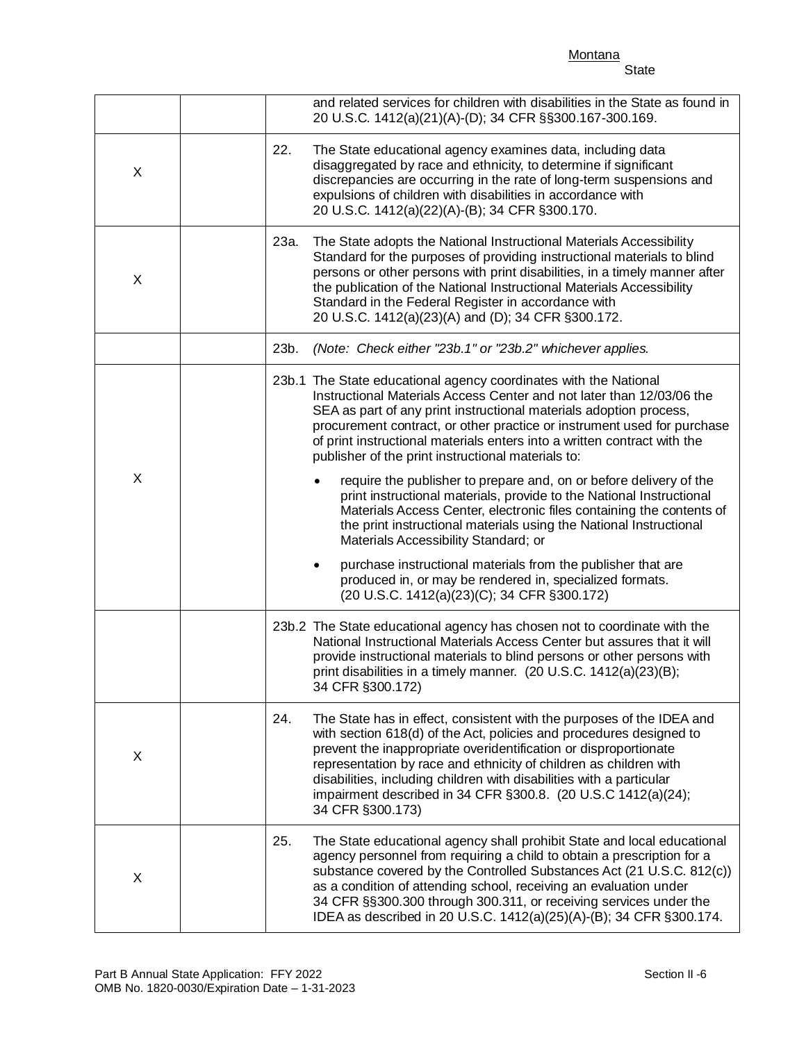Montana
State

| | | |
|---|---|---|
| | | and related services for children with disabilities in the State as found in 20 U.S.C. 1412(a)(21)(A)-(D); 34 CFR §§300.167-300.169. |
| X | | 22. The State educational agency examines data, including data disaggregated by race and ethnicity, to determine if significant discrepancies are occurring in the rate of long-term suspensions and expulsions of children with disabilities in accordance with 20 U.S.C. 1412(a)(22)(A)-(B); 34 CFR §300.170. |
| X | | 23a. The State adopts the National Instructional Materials Accessibility Standard for the purposes of providing instructional materials to blind persons or other persons with print disabilities, in a timely manner after the publication of the National Instructional Materials Accessibility Standard in the Federal Register in accordance with 20 U.S.C. 1412(a)(23)(A) and (D); 34 CFR §300.172. |
| | | 23b. *(Note: Check either "23b.1" or "23b.2" whichever applies.* |
| X | | 23b.1 The State educational agency coordinates with the National Instructional Materials Access Center and not later than 12/03/06 the SEA as part of any print instructional materials adoption process, procurement contract, or other practice or instrument used for purchase of print instructional materials enters into a written contract with the publisher of the print instructional materials to:<br>• require the publisher to prepare and, on or before delivery of the print instructional materials, provide to the National Instructional Materials Access Center, electronic files containing the contents of the print instructional materials using the National Instructional Materials Accessibility Standard; or<br>• purchase instructional materials from the publisher that are produced in, or may be rendered in, specialized formats. (20 U.S.C. 1412(a)(23)(C); 34 CFR §300.172) |
| | | 23b.2 The State educational agency has chosen not to coordinate with the National Instructional Materials Access Center but assures that it will provide instructional materials to blind persons or other persons with print disabilities in a timely manner. (20 U.S.C. 1412(a)(23)(B); 34 CFR §300.172) |
| X | | 24. The State has in effect, consistent with the purposes of the IDEA and with section 618(d) of the Act, policies and procedures designed to prevent the inappropriate overidentification or disproportionate representation by race and ethnicity of children as children with disabilities, including children with disabilities with a particular impairment described in 34 CFR §300.8. (20 U.S.C 1412(a)(24); 34 CFR §300.173) |
| X | | 25. The State educational agency shall prohibit State and local educational agency personnel from requiring a child to obtain a prescription for a substance covered by the Controlled Substances Act (21 U.S.C. 812(c)) as a condition of attending school, receiving an evaluation under 34 CFR §§300.300 through 300.311, or receiving services under the IDEA as described in 20 U.S.C. 1412(a)(25)(A)-(B); 34 CFR §300.174. |

Part B Annual State Application: FFY 2022
OMB No. 1820-0030/Expiration Date – 1-31-2023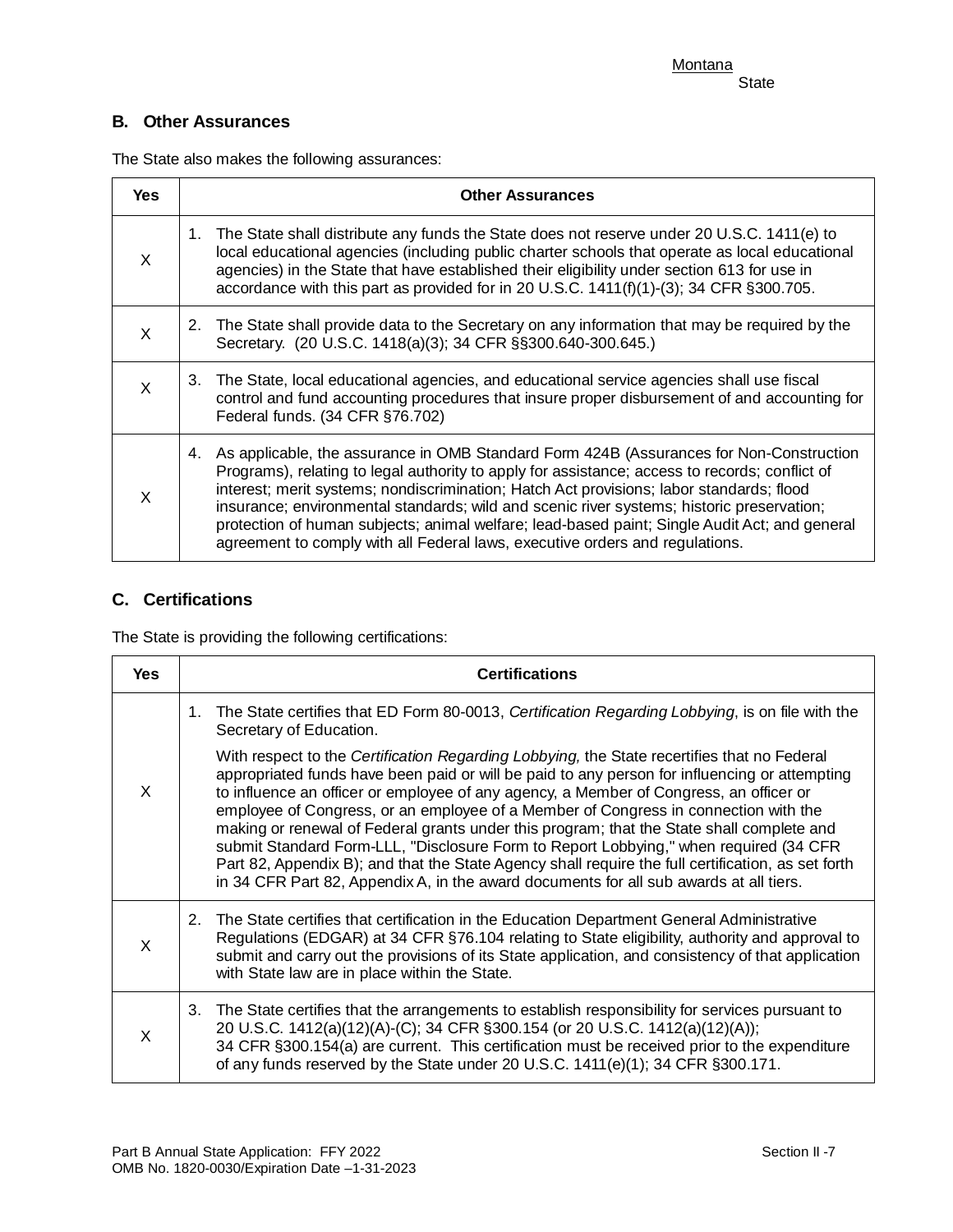Montana
State

## B. Other Assurances

The State also makes the following assurances:

| Yes | Other Assurances |
|---|---|
| X | 1. The State shall distribute any funds the State does not reserve under 20 U.S.C. 1411(e) to local educational agencies (including public charter schools that operate as local educational agencies) in the State that have established their eligibility under section 613 for use in accordance with this part as provided for in 20 U.S.C. 1411(f)(1)-(3); 34 CFR §300.705. |
| X | 2. The State shall provide data to the Secretary on any information that may be required by the Secretary. (20 U.S.C. 1418(a)(3); 34 CFR §§300.640-300.645.) |
| X | 3. The State, local educational agencies, and educational service agencies shall use fiscal control and fund accounting procedures that insure proper disbursement of and accounting for Federal funds. (34 CFR §76.702) |
| X | 4. As applicable, the assurance in OMB Standard Form 424B (Assurances for Non-Construction Programs), relating to legal authority to apply for assistance; access to records; conflict of interest; merit systems; nondiscrimination; Hatch Act provisions; labor standards; flood insurance; environmental standards; wild and scenic river systems; historic preservation; protection of human subjects; animal welfare; lead-based paint; Single Audit Act; and general agreement to comply with all Federal laws, executive orders and regulations. |

## C. Certifications

The State is providing the following certifications:

| Yes | Certifications |
|---|---|
| X | 1. The State certifies that ED Form 80-0013, *Certification Regarding Lobbying*, is on file with the Secretary of Education.<br><br>With respect to the *Certification Regarding Lobbying,* the State recertifies that no Federal appropriated funds have been paid or will be paid to any person for influencing or attempting to influence an officer or employee of any agency, a Member of Congress, an officer or employee of Congress, or an employee of a Member of Congress in connection with the making or renewal of Federal grants under this program; that the State shall complete and submit Standard Form-LLL, "Disclosure Form to Report Lobbying," when required (34 CFR Part 82, Appendix B); and that the State Agency shall require the full certification, as set forth in 34 CFR Part 82, Appendix A, in the award documents for all sub awards at all tiers. |
| X | 2. The State certifies that certification in the Education Department General Administrative Regulations (EDGAR) at 34 CFR §76.104 relating to State eligibility, authority and approval to submit and carry out the provisions of its State application, and consistency of that application with State law are in place within the State. |
| X | 3. The State certifies that the arrangements to establish responsibility for services pursuant to 20 U.S.C. 1412(a)(12)(A)-(C); 34 CFR §300.154 (or 20 U.S.C. 1412(a)(12)(A)); 34 CFR §300.154(a) are current. This certification must be received prior to the expenditure of any funds reserved by the State under 20 U.S.C. 1411(e)(1); 34 CFR §300.171. |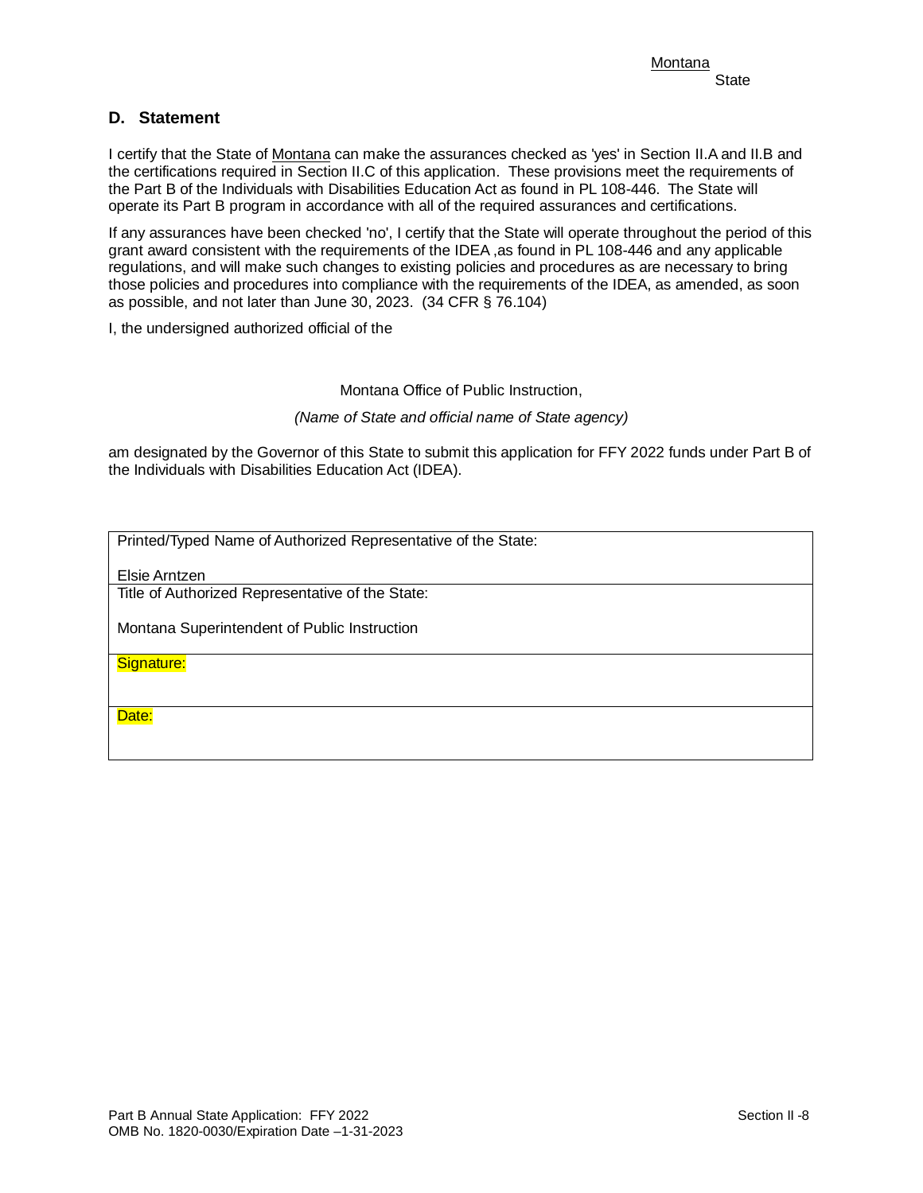Montana
State

## D. Statement

I certify that the State of Montana can make the assurances checked as 'yes' in Section II.A and II.B and the certifications required in Section II.C of this application. These provisions meet the requirements of the Part B of the Individuals with Disabilities Education Act as found in PL 108-446. The State will operate its Part B program in accordance with all of the required assurances and certifications.

If any assurances have been checked 'no', I certify that the State will operate throughout the period of this grant award consistent with the requirements of the IDEA ,as found in PL 108-446 and any applicable regulations, and will make such changes to existing policies and procedures as are necessary to bring those policies and procedures into compliance with the requirements of the IDEA, as amended, as soon as possible, and not later than June 30, 2023. (34 CFR § 76.104)

I, the undersigned authorized official of the

Montana Office of Public Instruction,

*(Name of State and official name of State agency)*

am designated by the Governor of this State to submit this application for FFY 2022 funds under Part B of the Individuals with Disabilities Education Act (IDEA).

| Printed/Typed Name of Authorized Representative of the State:<br><br>Elsie Arntzen |
|---|
| Title of Authorized Representative of the State:<br><br>Montana Superintendent of Public Instruction |
| Signature: |
| Date: |

Part B Annual State Application: FFY 2022
OMB No. 1820-0030/Expiration Date –1-31-2023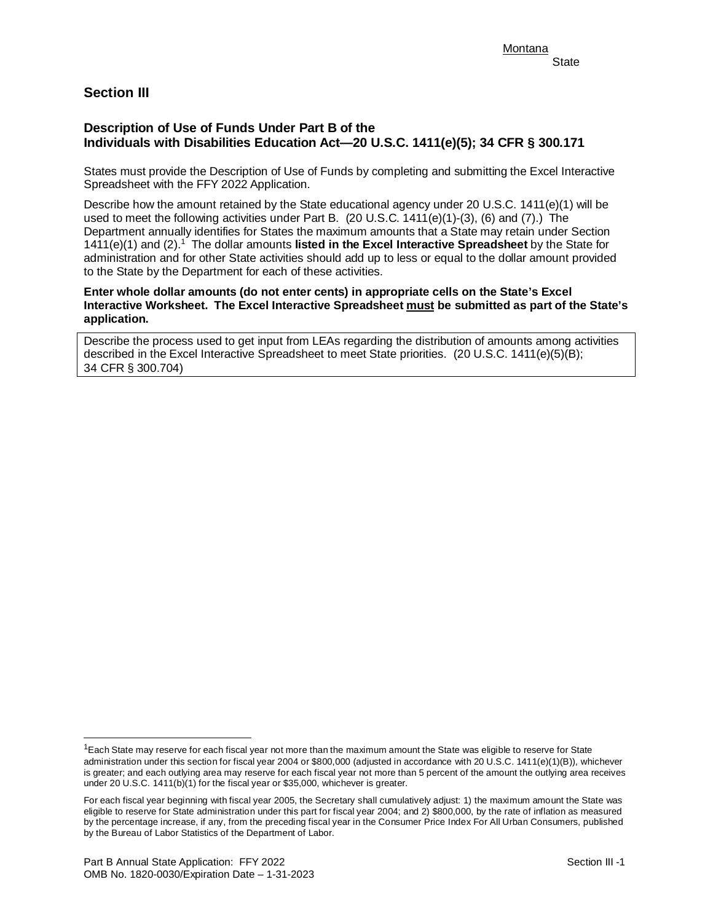Montana
State

## Section III

### Description of Use of Funds Under Part B of the Individuals with Disabilities Education Act—20 U.S.C. 1411(e)(5); 34 CFR § 300.171

States must provide the Description of Use of Funds by completing and submitting the Excel Interactive Spreadsheet with the FFY 2022 Application.

Describe how the amount retained by the State educational agency under 20 U.S.C. 1411(e)(1) will be used to meet the following activities under Part B. (20 U.S.C. 1411(e)(1)-(3), (6) and (7).) The Department annually identifies for States the maximum amounts that a State may retain under Section 1411(e)(1) and (2).[1] The dollar amounts **listed in the Excel Interactive Spreadsheet** by the State for administration and for other State activities should add up to less or equal to the dollar amount provided to the State by the Department for each of these activities.

**Enter whole dollar amounts (do not enter cents) in appropriate cells on the State's Excel Interactive Worksheet. The Excel Interactive Spreadsheet must be submitted as part of the State's application.**

| Describe the process used to get input from LEAs regarding the distribution of amounts among activities described in the Excel Interactive Spreadsheet to meet State priorities. (20 U.S.C. 1411(e)(5)(B); 34 CFR § 300.704) |
| --- |

[1] Each State may reserve for each fiscal year not more than the maximum amount the State was eligible to reserve for State administration under this section for fiscal year 2004 or $800,000 (adjusted in accordance with 20 U.S.C. 1411(e)(1)(B)), whichever is greater; and each outlying area may reserve for each fiscal year not more than 5 percent of the amount the outlying area receives under 20 U.S.C. 1411(b)(1) for the fiscal year or $35,000, whichever is greater.

For each fiscal year beginning with fiscal year 2005, the Secretary shall cumulatively adjust: 1) the maximum amount the State was eligible to reserve for State administration under this part for fiscal year 2004; and 2) $800,000, by the rate of inflation as measured by the percentage increase, if any, from the preceding fiscal year in the Consumer Price Index For All Urban Consumers, published by the Bureau of Labor Statistics of the Department of Labor.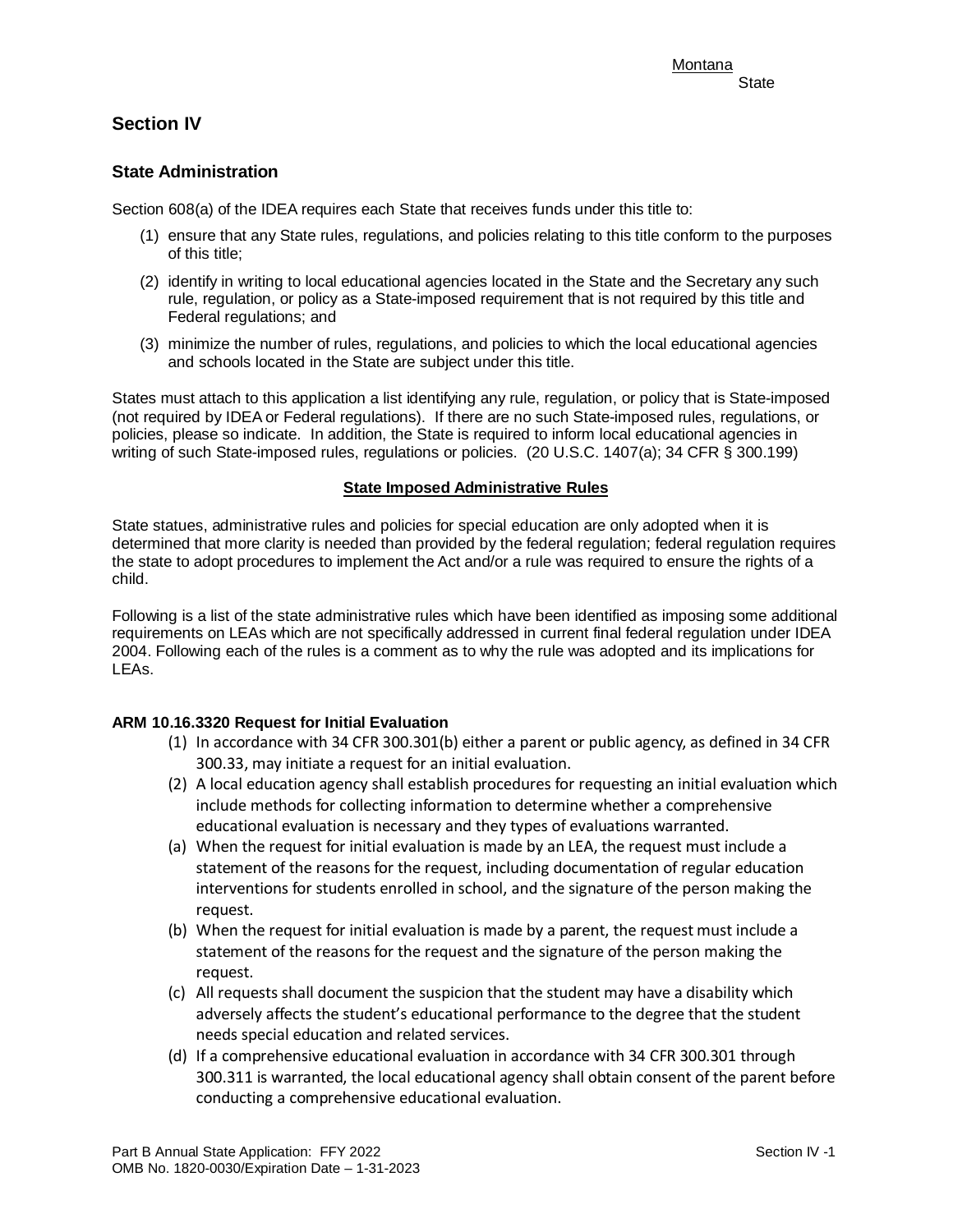Montana
State

## Section IV

### State Administration

Section 608(a) of the IDEA requires each State that receives funds under this title to:

(1) ensure that any State rules, regulations, and policies relating to this title conform to the purposes of this title;

(2) identify in writing to local educational agencies located in the State and the Secretary any such rule, regulation, or policy as a State-imposed requirement that is not required by this title and Federal regulations; and

(3) minimize the number of rules, regulations, and policies to which the local educational agencies and schools located in the State are subject under this title.

States must attach to this application a list identifying any rule, regulation, or policy that is State-imposed (not required by IDEA or Federal regulations). If there are no such State-imposed rules, regulations, or policies, please so indicate. In addition, the State is required to inform local educational agencies in writing of such State-imposed rules, regulations or policies. (20 U.S.C. 1407(a); 34 CFR § 300.199)

**State Imposed Administrative Rules**

State statues, administrative rules and policies for special education are only adopted when it is determined that more clarity is needed than provided by the federal regulation; federal regulation requires the state to adopt procedures to implement the Act and/or a rule was required to ensure the rights of a child.

Following is a list of the state administrative rules which have been identified as imposing some additional requirements on LEAs which are not specifically addressed in current final federal regulation under IDEA 2004. Following each of the rules is a comment as to why the rule was adopted and its implications for LEAs.

#### ARM 10.16.3320 Request for Initial Evaluation

(1) In accordance with 34 CFR 300.301(b) either a parent or public agency, as defined in 34 CFR 300.33, may initiate a request for an initial evaluation.

(2) A local education agency shall establish procedures for requesting an initial evaluation which include methods for collecting information to determine whether a comprehensive educational evaluation is necessary and they types of evaluations warranted.

(a) When the request for initial evaluation is made by an LEA, the request must include a statement of the reasons for the request, including documentation of regular education interventions for students enrolled in school, and the signature of the person making the request.

(b) When the request for initial evaluation is made by a parent, the request must include a statement of the reasons for the request and the signature of the person making the request.

(c) All requests shall document the suspicion that the student may have a disability which adversely affects the student's educational performance to the degree that the student needs special education and related services.

(d) If a comprehensive educational evaluation in accordance with 34 CFR 300.301 through 300.311 is warranted, the local educational agency shall obtain consent of the parent before conducting a comprehensive educational evaluation.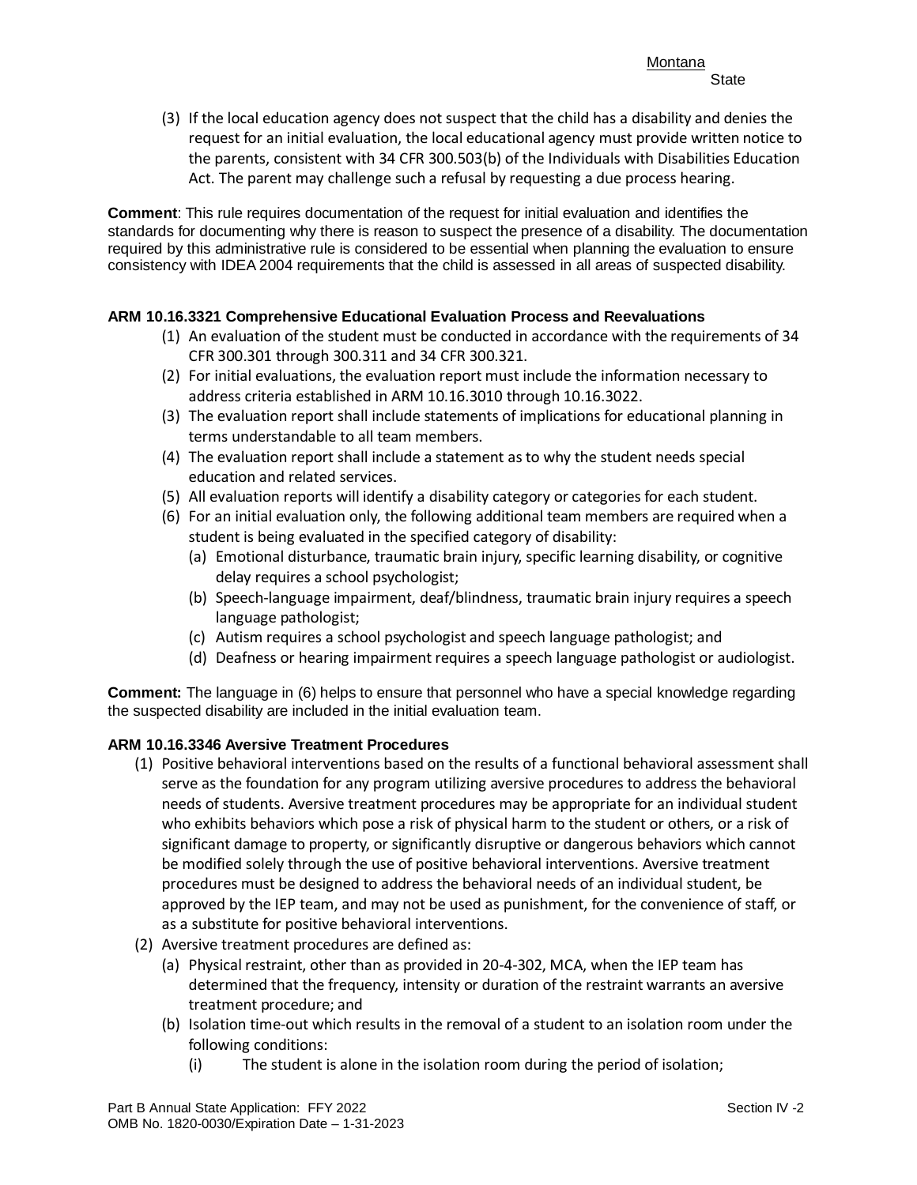(3) If the local education agency does not suspect that the child has a disability and denies the request for an initial evaluation, the local educational agency must provide written notice to the parents, consistent with 34 CFR 300.503(b) of the Individuals with Disabilities Education Act. The parent may challenge such a refusal by requesting a due process hearing.

**Comment**: This rule requires documentation of the request for initial evaluation and identifies the standards for documenting why there is reason to suspect the presence of a disability. The documentation required by this administrative rule is considered to be essential when planning the evaluation to ensure consistency with IDEA 2004 requirements that the child is assessed in all areas of suspected disability.

### ARM 10.16.3321 Comprehensive Educational Evaluation Process and Reevaluations

(1) An evaluation of the student must be conducted in accordance with the requirements of 34 CFR 300.301 through 300.311 and 34 CFR 300.321.
(2) For initial evaluations, the evaluation report must include the information necessary to address criteria established in ARM 10.16.3010 through 10.16.3022.
(3) The evaluation report shall include statements of implications for educational planning in terms understandable to all team members.
(4) The evaluation report shall include a statement as to why the student needs special education and related services.
(5) All evaluation reports will identify a disability category or categories for each student.
(6) For an initial evaluation only, the following additional team members are required when a student is being evaluated in the specified category of disability:
   (a) Emotional disturbance, traumatic brain injury, specific learning disability, or cognitive delay requires a school psychologist;
   (b) Speech-language impairment, deaf/blindness, traumatic brain injury requires a speech language pathologist;
   (c) Autism requires a school psychologist and speech language pathologist; and
   (d) Deafness or hearing impairment requires a speech language pathologist or audiologist.

**Comment:** The language in (6) helps to ensure that personnel who have a special knowledge regarding the suspected disability are included in the initial evaluation team.

### ARM 10.16.3346 Aversive Treatment Procedures

(1) Positive behavioral interventions based on the results of a functional behavioral assessment shall serve as the foundation for any program utilizing aversive procedures to address the behavioral needs of students. Aversive treatment procedures may be appropriate for an individual student who exhibits behaviors which pose a risk of physical harm to the student or others, or a risk of significant damage to property, or significantly disruptive or dangerous behaviors which cannot be modified solely through the use of positive behavioral interventions. Aversive treatment procedures must be designed to address the behavioral needs of an individual student, be approved by the IEP team, and may not be used as punishment, for the convenience of staff, or as a substitute for positive behavioral interventions.
(2) Aversive treatment procedures are defined as:
   (a) Physical restraint, other than as provided in 20-4-302, MCA, when the IEP team has determined that the frequency, intensity or duration of the restraint warrants an aversive treatment procedure; and
   (b) Isolation time-out which results in the removal of a student to an isolation room under the following conditions:
      (i) The student is alone in the isolation room during the period of isolation;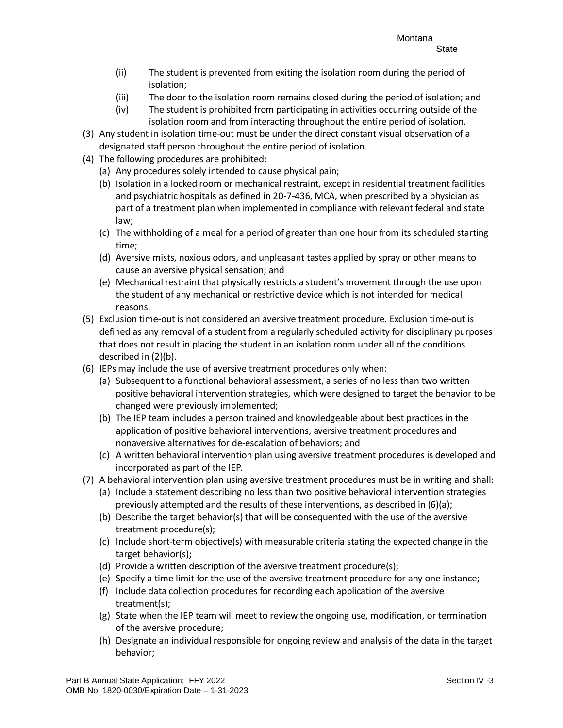(ii) The student is prevented from exiting the isolation room during the period of isolation;

(iii) The door to the isolation room remains closed during the period of isolation; and

(iv) The student is prohibited from participating in activities occurring outside of the isolation room and from interacting throughout the entire period of isolation.

(3) Any student in isolation time-out must be under the direct constant visual observation of a designated staff person throughout the entire period of isolation.

(4) The following procedures are prohibited:

(a) Any procedures solely intended to cause physical pain;

(b) Isolation in a locked room or mechanical restraint, except in residential treatment facilities and psychiatric hospitals as defined in 20-7-436, MCA, when prescribed by a physician as part of a treatment plan when implemented in compliance with relevant federal and state law;

(c) The withholding of a meal for a period of greater than one hour from its scheduled starting time;

(d) Aversive mists, noxious odors, and unpleasant tastes applied by spray or other means to cause an aversive physical sensation; and

(e) Mechanical restraint that physically restricts a student's movement through the use upon the student of any mechanical or restrictive device which is not intended for medical reasons.

(5) Exclusion time-out is not considered an aversive treatment procedure. Exclusion time-out is defined as any removal of a student from a regularly scheduled activity for disciplinary purposes that does not result in placing the student in an isolation room under all of the conditions described in (2)(b).

(6) IEPs may include the use of aversive treatment procedures only when:

(a) Subsequent to a functional behavioral assessment, a series of no less than two written positive behavioral intervention strategies, which were designed to target the behavior to be changed were previously implemented;

(b) The IEP team includes a person trained and knowledgeable about best practices in the application of positive behavioral interventions, aversive treatment procedures and nonaversive alternatives for de-escalation of behaviors; and

(c) A written behavioral intervention plan using aversive treatment procedures is developed and incorporated as part of the IEP.

(7) A behavioral intervention plan using aversive treatment procedures must be in writing and shall:

(a) Include a statement describing no less than two positive behavioral intervention strategies previously attempted and the results of these interventions, as described in (6)(a);

(b) Describe the target behavior(s) that will be consequented with the use of the aversive treatment procedure(s);

(c) Include short-term objective(s) with measurable criteria stating the expected change in the target behavior(s);

(d) Provide a written description of the aversive treatment procedure(s);

(e) Specify a time limit for the use of the aversive treatment procedure for any one instance;

(f) Include data collection procedures for recording each application of the aversive treatment(s);

(g) State when the IEP team will meet to review the ongoing use, modification, or termination of the aversive procedure;

(h) Designate an individual responsible for ongoing review and analysis of the data in the target behavior;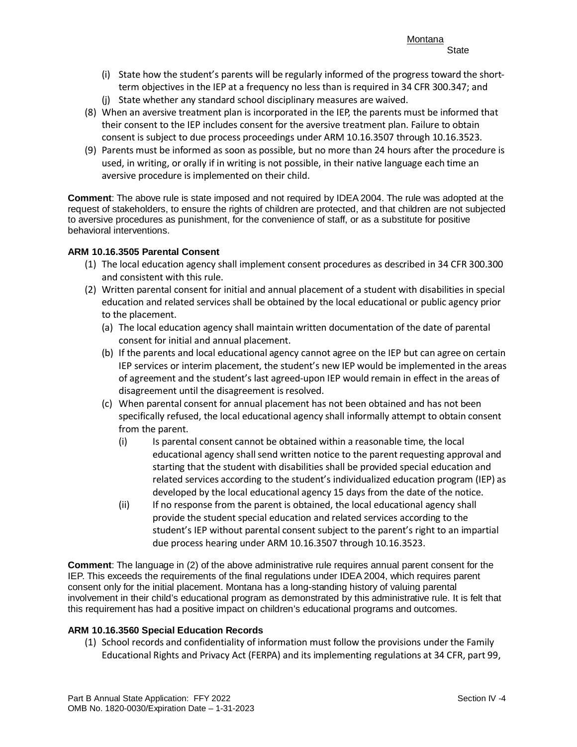(i) State how the student's parents will be regularly informed of the progress toward the short-term objectives in the IEP at a frequency no less than is required in 34 CFR 300.347; and

(j) State whether any standard school disciplinary measures are waived.

(8) When an aversive treatment plan is incorporated in the IEP, the parents must be informed that their consent to the IEP includes consent for the aversive treatment plan. Failure to obtain consent is subject to due process proceedings under ARM 10.16.3507 through 10.16.3523.

(9) Parents must be informed as soon as possible, but no more than 24 hours after the procedure is used, in writing, or orally if in writing is not possible, in their native language each time an aversive procedure is implemented on their child.

**Comment**: The above rule is state imposed and not required by IDEA 2004. The rule was adopted at the request of stakeholders, to ensure the rights of children are protected, and that children are not subjected to aversive procedures as punishment, for the convenience of staff, or as a substitute for positive behavioral interventions.

**ARM 10.16.3505 Parental Consent**

(1) The local education agency shall implement consent procedures as described in 34 CFR 300.300 and consistent with this rule.

(2) Written parental consent for initial and annual placement of a student with disabilities in special education and related services shall be obtained by the local educational or public agency prior to the placement.

(a) The local education agency shall maintain written documentation of the date of parental consent for initial and annual placement.

(b) If the parents and local educational agency cannot agree on the IEP but can agree on certain IEP services or interim placement, the student's new IEP would be implemented in the areas of agreement and the student's last agreed-upon IEP would remain in effect in the areas of disagreement until the disagreement is resolved.

(c) When parental consent for annual placement has not been obtained and has not been specifically refused, the local educational agency shall informally attempt to obtain consent from the parent.

(i) Is parental consent cannot be obtained within a reasonable time, the local educational agency shall send written notice to the parent requesting approval and starting that the student with disabilities shall be provided special education and related services according to the student's individualized education program (IEP) as developed by the local educational agency 15 days from the date of the notice.

(ii) If no response from the parent is obtained, the local educational agency shall provide the student special education and related services according to the student's IEP without parental consent subject to the parent's right to an impartial due process hearing under ARM 10.16.3507 through 10.16.3523.

**Comment**: The language in (2) of the above administrative rule requires annual parent consent for the IEP. This exceeds the requirements of the final regulations under IDEA 2004, which requires parent consent only for the initial placement. Montana has a long-standing history of valuing parental involvement in their child's educational program as demonstrated by this administrative rule. It is felt that this requirement has had a positive impact on children's educational programs and outcomes.

**ARM 10.16.3560 Special Education Records**

(1) School records and confidentiality of information must follow the provisions under the Family Educational Rights and Privacy Act (FERPA) and its implementing regulations at 34 CFR, part 99,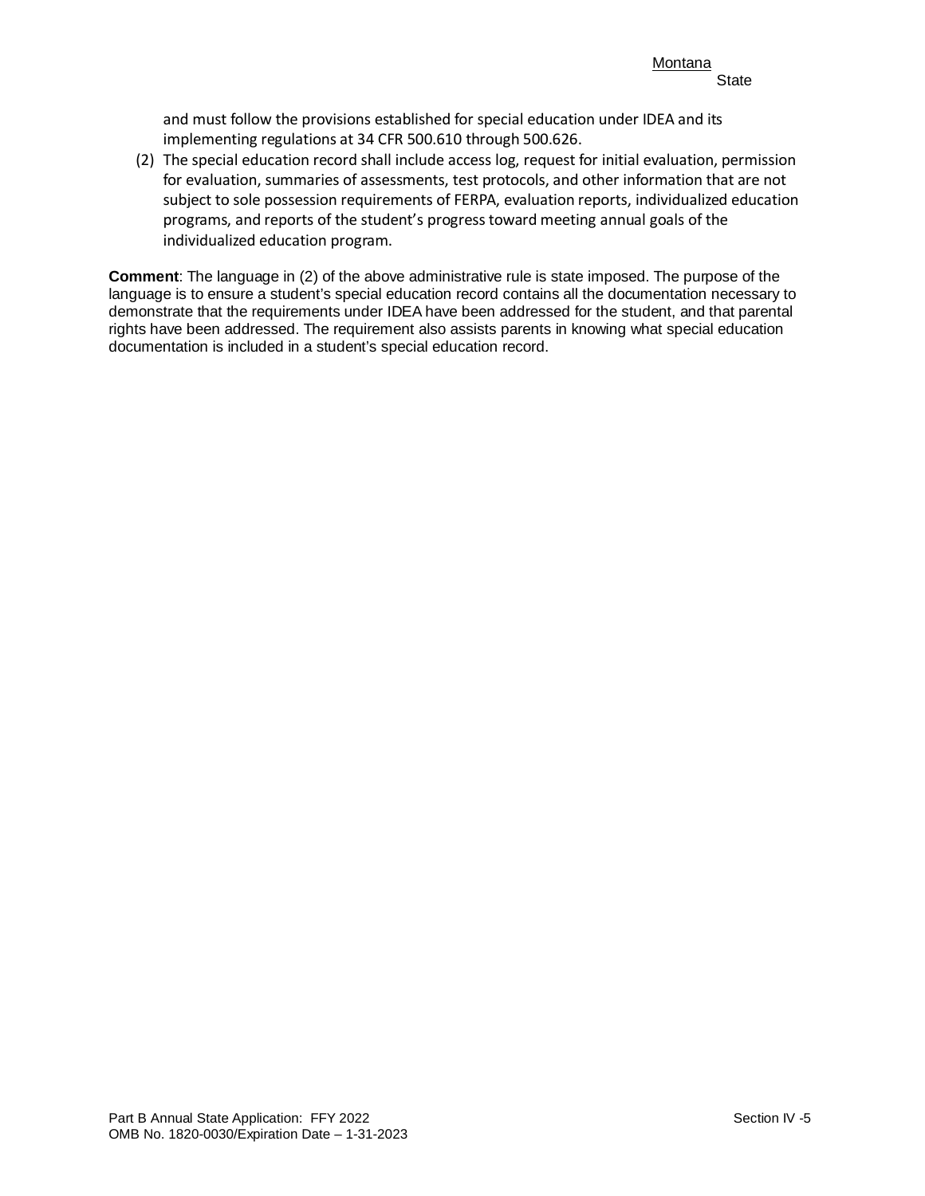and must follow the provisions established for special education under IDEA and its implementing regulations at 34 CFR 500.610 through 500.626.

(2) The special education record shall include access log, request for initial evaluation, permission for evaluation, summaries of assessments, test protocols, and other information that are not subject to sole possession requirements of FERPA, evaluation reports, individualized education programs, and reports of the student's progress toward meeting annual goals of the individualized education program.

**Comment**: The language in (2) of the above administrative rule is state imposed. The purpose of the language is to ensure a student's special education record contains all the documentation necessary to demonstrate that the requirements under IDEA have been addressed for the student, and that parental rights have been addressed. The requirement also assists parents in knowing what special education documentation is included in a student's special education record.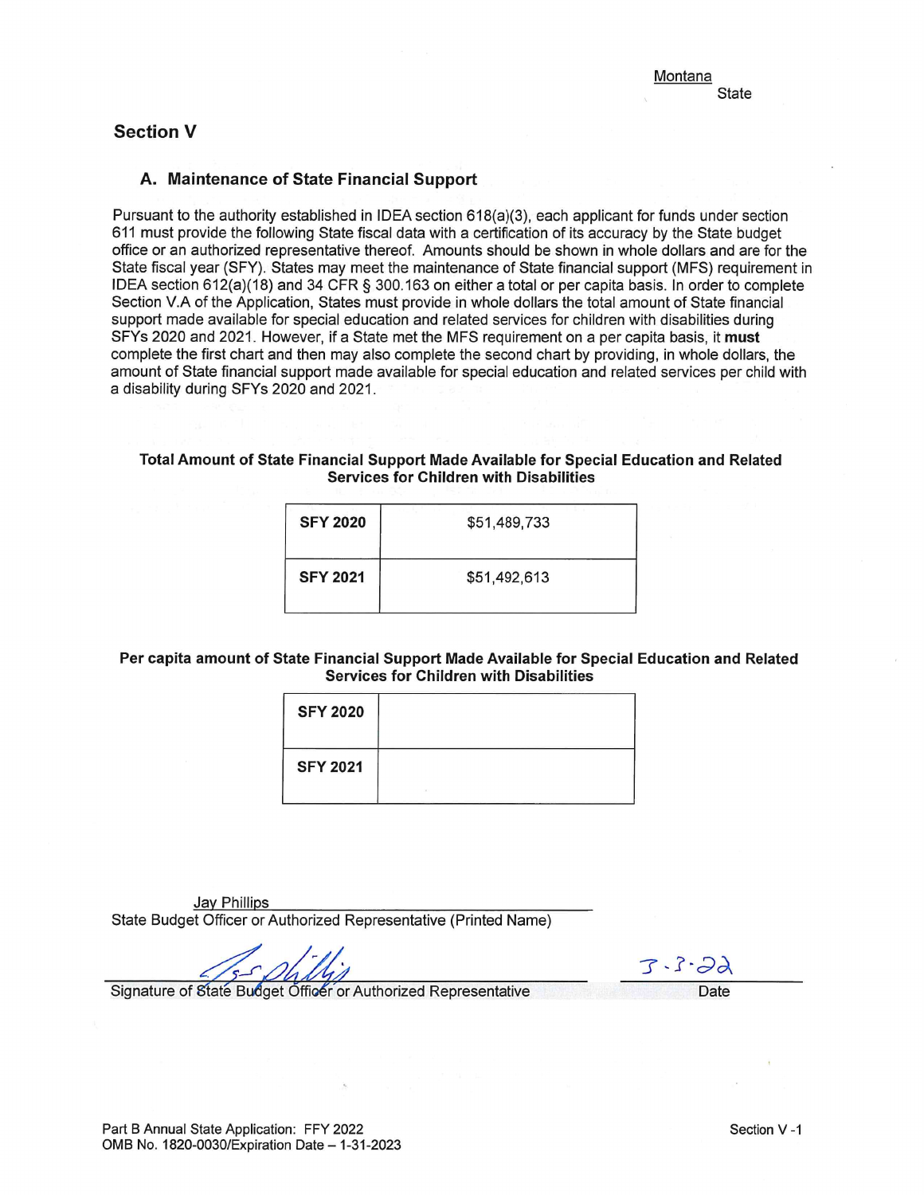Montana
State

## Section V

### A. Maintenance of State Financial Support

Pursuant to the authority established in IDEA section 618(a)(3), each applicant for funds under section 611 must provide the following State fiscal data with a certification of its accuracy by the State budget office or an authorized representative thereof. Amounts should be shown in whole dollars and are for the State fiscal year (SFY). States may meet the maintenance of State financial support (MFS) requirement in IDEA section 612(a)(18) and 34 CFR § 300.163 on either a total or per capita basis. In order to complete Section V.A of the Application, States must provide in whole dollars the total amount of State financial support made available for special education and related services for children with disabilities during SFYs 2020 and 2021. However, if a State met the MFS requirement on a per capita basis, it **must** complete the first chart and then may also complete the second chart by providing, in whole dollars, the amount of State financial support made available for special education and related services per child with a disability during SFYs 2020 and 2021.

**Total Amount of State Financial Support Made Available for Special Education and Related Services for Children with Disabilities**

| | |
|---|---|
| **SFY 2020** | $51,489,733 |
| **SFY 2021** | $51,492,613 |

**Per capita amount of State Financial Support Made Available for Special Education and Related Services for Children with Disabilities**

| | |
|---|---|
| **SFY 2020** | |
| **SFY 2021** | |

Jay Phillips
State Budget Officer or Authorized Representative (Printed Name)

[Signature]
Signature of State Budget Officer or Authorized Representative

3-3-22
Date

Part B Annual State Application: FFY 2022
OMB No. 1820-0030/Expiration Date – 1-31-2023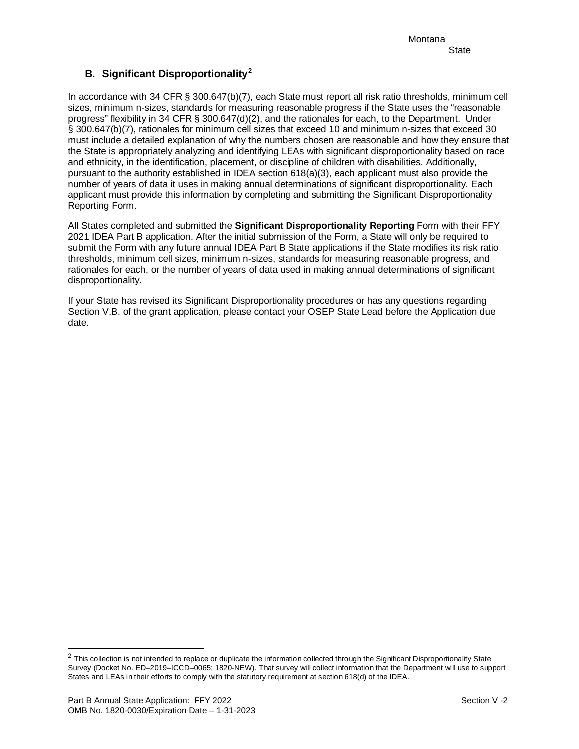Montana
State

## B. Significant Disproportionality[2]

In accordance with 34 CFR § 300.647(b)(7), each State must report all risk ratio thresholds, minimum cell sizes, minimum n-sizes, standards for measuring reasonable progress if the State uses the "reasonable progress" flexibility in 34 CFR § 300.647(d)(2), and the rationales for each, to the Department. Under § 300.647(b)(7), rationales for minimum cell sizes that exceed 10 and minimum n-sizes that exceed 30 must include a detailed explanation of why the numbers chosen are reasonable and how they ensure that the State is appropriately analyzing and identifying LEAs with significant disproportionality based on race and ethnicity, in the identification, placement, or discipline of children with disabilities. Additionally, pursuant to the authority established in IDEA section 618(a)(3), each applicant must also provide the number of years of data it uses in making annual determinations of significant disproportionality. Each applicant must provide this information by completing and submitting the Significant Disproportionality Reporting Form.

All States completed and submitted the **Significant Disproportionality Reporting** Form with their FFY 2021 IDEA Part B application. After the initial submission of the Form, a State will only be required to submit the Form with any future annual IDEA Part B State applications if the State modifies its risk ratio thresholds, minimum cell sizes, minimum n-sizes, standards for measuring reasonable progress, and rationales for each, or the number of years of data used in making annual determinations of significant disproportionality.

If your State has revised its Significant Disproportionality procedures or has any questions regarding Section V.B. of the grant application, please contact your OSEP State Lead before the Application due date.

[2] This collection is not intended to replace or duplicate the information collected through the Significant Disproportionality State Survey (Docket No. ED–2019–ICCD–0065; 1820-NEW). That survey will collect information that the Department will use to support States and LEAs in their efforts to comply with the statutory requirement at section 618(d) of the IDEA.